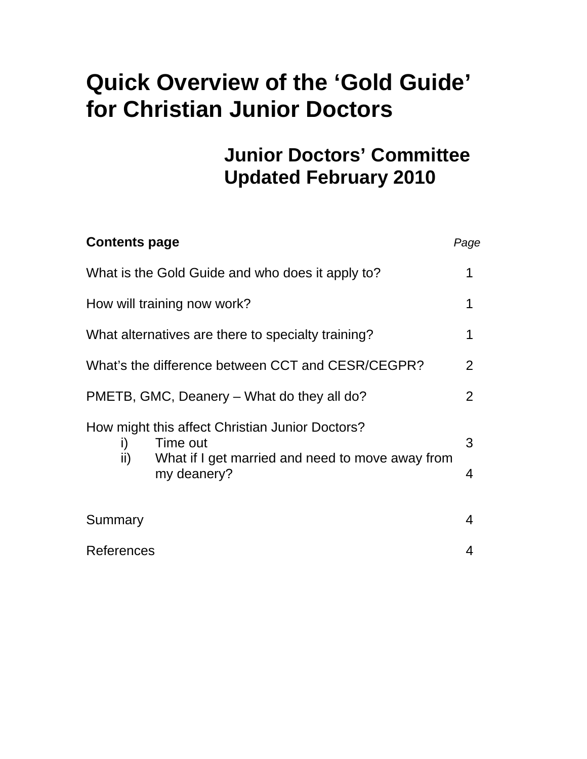# Quick Overview of the 'Gold Guide' for Christian Junior Doctors

## Junior Doctors' Committee
## Updated February 2010

| **Contents page** | *Page* |
|---|---|
| What is the Gold Guide and who does it apply to? | 1 |
| How will training now work? | 1 |
| What alternatives are there to specialty training? | 1 |
| What's the difference between CCT and CESR/CEGPR? | 2 |
| PMETB, GMC, Deanery – What do they all do? | 2 |
| How might this affect Christian Junior Doctors? | |
| i) Time out | 3 |
| ii) What if I get married and need to move away from my deanery? | 4 |
| Summary | 4 |
| References | 4 |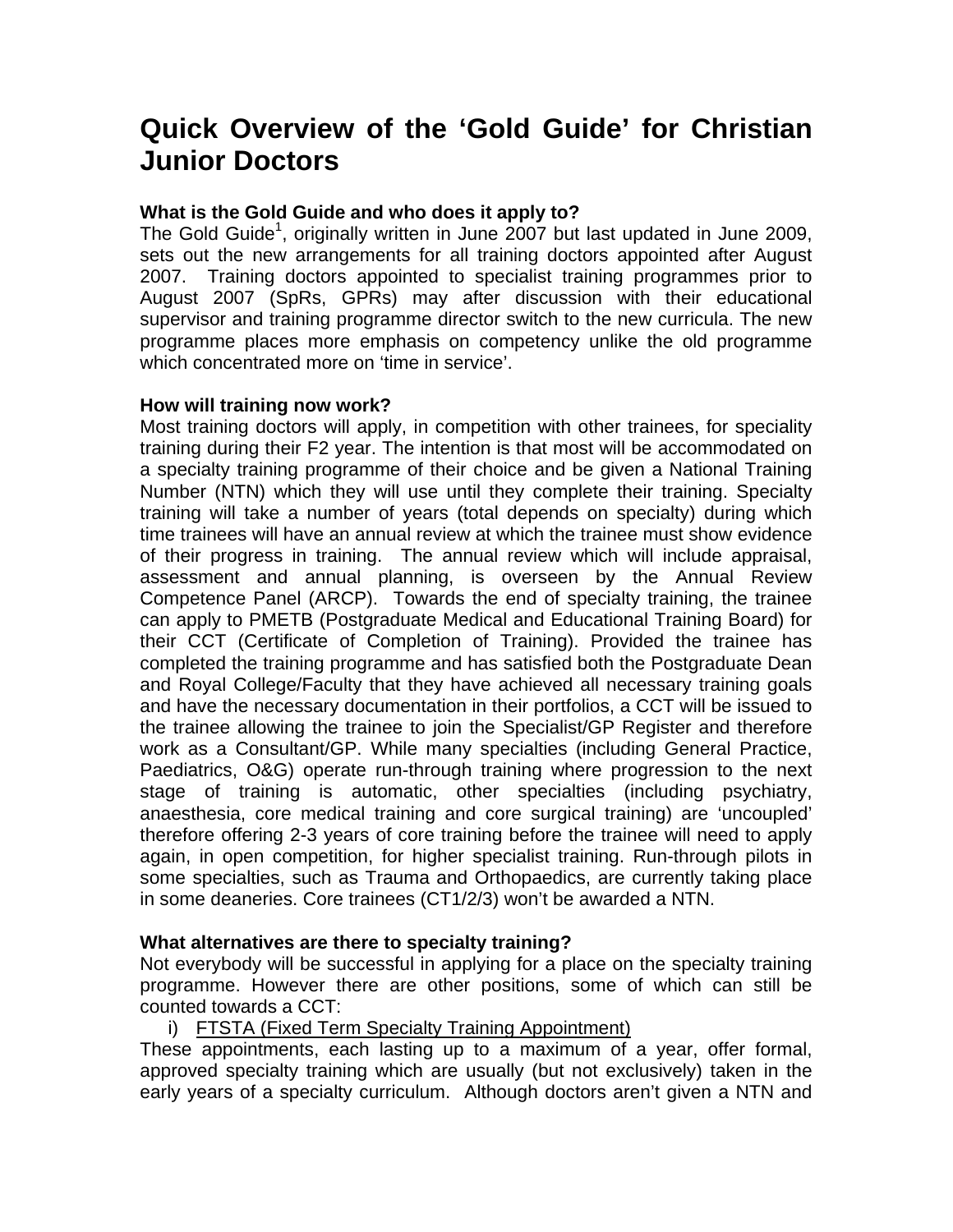# Quick Overview of the 'Gold Guide' for Christian Junior Doctors

**What is the Gold Guide and who does it apply to?**

The Gold Guide[1], originally written in June 2007 but last updated in June 2009, sets out the new arrangements for all training doctors appointed after August 2007. Training doctors appointed to specialist training programmes prior to August 2007 (SpRs, GPRs) may after discussion with their educational supervisor and training programme director switch to the new curricula. The new programme places more emphasis on competency unlike the old programme which concentrated more on 'time in service'.

**How will training now work?**

Most training doctors will apply, in competition with other trainees, for speciality training during their F2 year. The intention is that most will be accommodated on a specialty training programme of their choice and be given a National Training Number (NTN) which they will use until they complete their training. Specialty training will take a number of years (total depends on specialty) during which time trainees will have an annual review at which the trainee must show evidence of their progress in training. The annual review which will include appraisal, assessment and annual planning, is overseen by the Annual Review Competence Panel (ARCP). Towards the end of specialty training, the trainee can apply to PMETB (Postgraduate Medical and Educational Training Board) for their CCT (Certificate of Completion of Training). Provided the trainee has completed the training programme and has satisfied both the Postgraduate Dean and Royal College/Faculty that they have achieved all necessary training goals and have the necessary documentation in their portfolios, a CCT will be issued to the trainee allowing the trainee to join the Specialist/GP Register and therefore work as a Consultant/GP. While many specialties (including General Practice, Paediatrics, O&G) operate run-through training where progression to the next stage of training is automatic, other specialties (including psychiatry, anaesthesia, core medical training and core surgical training) are 'uncoupled' therefore offering 2-3 years of core training before the trainee will need to apply again, in open competition, for higher specialist training. Run-through pilots in some specialties, such as Trauma and Orthopaedics, are currently taking place in some deaneries. Core trainees (CT1/2/3) won't be awarded a NTN.

**What alternatives are there to specialty training?**

Not everybody will be successful in applying for a place on the specialty training programme. However there are other positions, some of which can still be counted towards a CCT:

i) <u>FTSTA (Fixed Term Specialty Training Appointment)</u>

These appointments, each lasting up to a maximum of a year, offer formal, approved specialty training which are usually (but not exclusively) taken in the early years of a specialty curriculum. Although doctors aren't given a NTN and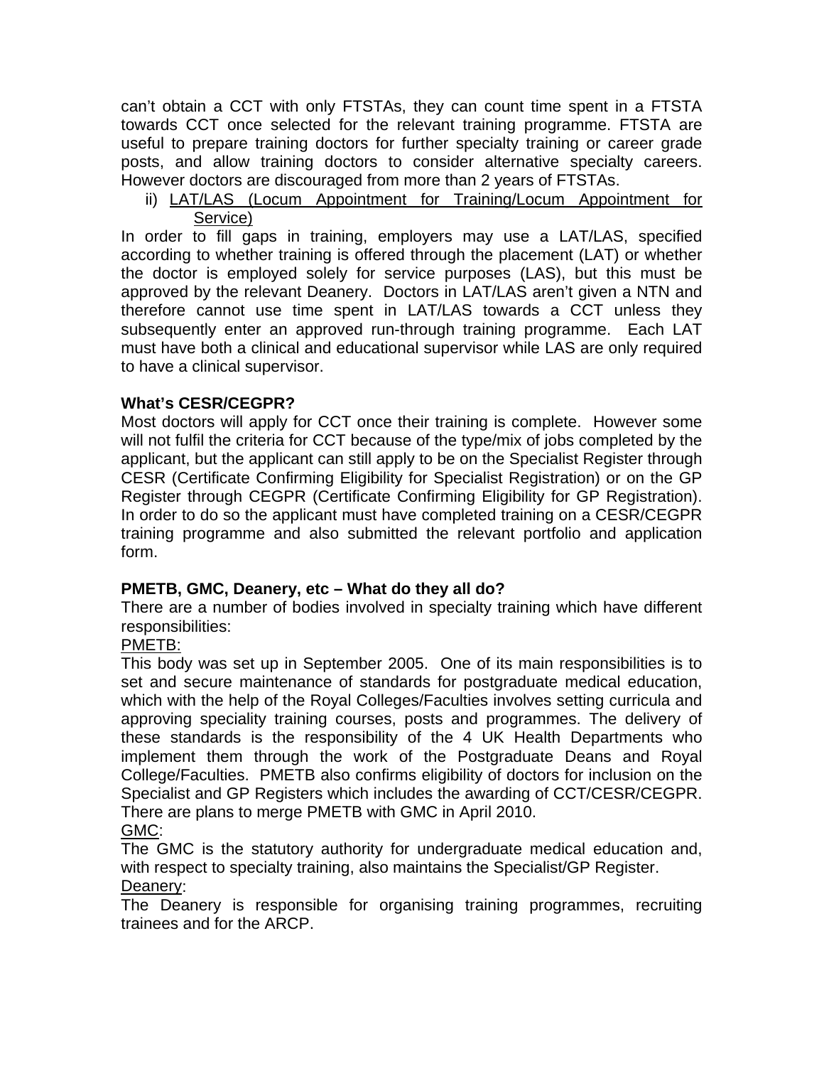can't obtain a CCT with only FTSTAs, they can count time spent in a FTSTA towards CCT once selected for the relevant training programme. FTSTA are useful to prepare training doctors for further specialty training or career grade posts, and allow training doctors to consider alternative specialty careers. However doctors are discouraged from more than 2 years of FTSTAs.

ii) LAT/LAS (Locum Appointment for Training/Locum Appointment for Service)

In order to fill gaps in training, employers may use a LAT/LAS, specified according to whether training is offered through the placement (LAT) or whether the doctor is employed solely for service purposes (LAS), but this must be approved by the relevant Deanery. Doctors in LAT/LAS aren't given a NTN and therefore cannot use time spent in LAT/LAS towards a CCT unless they subsequently enter an approved run-through training programme. Each LAT must have both a clinical and educational supervisor while LAS are only required to have a clinical supervisor.

**What's CESR/CEGPR?**

Most doctors will apply for CCT once their training is complete. However some will not fulfil the criteria for CCT because of the type/mix of jobs completed by the applicant, but the applicant can still apply to be on the Specialist Register through CESR (Certificate Confirming Eligibility for Specialist Registration) or on the GP Register through CEGPR (Certificate Confirming Eligibility for GP Registration). In order to do so the applicant must have completed training on a CESR/CEGPR training programme and also submitted the relevant portfolio and application form.

**PMETB, GMC, Deanery, etc – What do they all do?**

There are a number of bodies involved in specialty training which have different responsibilities:

PMETB:

This body was set up in September 2005. One of its main responsibilities is to set and secure maintenance of standards for postgraduate medical education, which with the help of the Royal Colleges/Faculties involves setting curricula and approving speciality training courses, posts and programmes. The delivery of these standards is the responsibility of the 4 UK Health Departments who implement them through the work of the Postgraduate Deans and Royal College/Faculties. PMETB also confirms eligibility of doctors for inclusion on the Specialist and GP Registers which includes the awarding of CCT/CESR/CEGPR. There are plans to merge PMETB with GMC in April 2010.

GMC:

The GMC is the statutory authority for undergraduate medical education and, with respect to specialty training, also maintains the Specialist/GP Register.

Deanery:

The Deanery is responsible for organising training programmes, recruiting trainees and for the ARCP.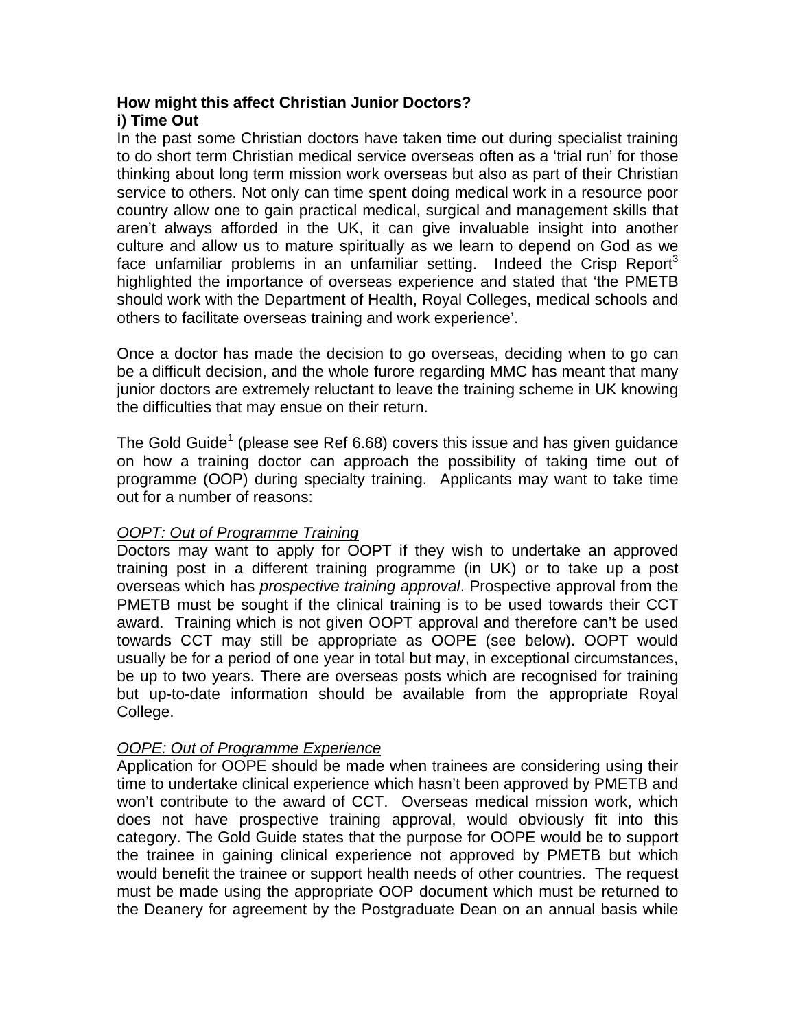**How might this affect Christian Junior Doctors?**

**i) Time Out**

In the past some Christian doctors have taken time out during specialist training to do short term Christian medical service overseas often as a 'trial run' for those thinking about long term mission work overseas but also as part of their Christian service to others. Not only can time spent doing medical work in a resource poor country allow one to gain practical medical, surgical and management skills that aren't always afforded in the UK, it can give invaluable insight into another culture and allow us to mature spiritually as we learn to depend on God as we face unfamiliar problems in an unfamiliar setting. Indeed the Crisp Report[3] highlighted the importance of overseas experience and stated that 'the PMETB should work with the Department of Health, Royal Colleges, medical schools and others to facilitate overseas training and work experience'.

Once a doctor has made the decision to go overseas, deciding when to go can be a difficult decision, and the whole furore regarding MMC has meant that many junior doctors are extremely reluctant to leave the training scheme in UK knowing the difficulties that may ensue on their return.

The Gold Guide[1] (please see Ref 6.68) covers this issue and has given guidance on how a training doctor can approach the possibility of taking time out of programme (OOP) during specialty training. Applicants may want to take time out for a number of reasons:

<u>*OOPT: Out of Programme Training*</u>

Doctors may want to apply for OOPT if they wish to undertake an approved training post in a different training programme (in UK) or to take up a post overseas which has *prospective training approval*. Prospective approval from the PMETB must be sought if the clinical training is to be used towards their CCT award. Training which is not given OOPT approval and therefore can't be used towards CCT may still be appropriate as OOPE (see below). OOPT would usually be for a period of one year in total but may, in exceptional circumstances, be up to two years. There are overseas posts which are recognised for training but up-to-date information should be available from the appropriate Royal College.

<u>*OOPE: Out of Programme Experience*</u>

Application for OOPE should be made when trainees are considering using their time to undertake clinical experience which hasn't been approved by PMETB and won't contribute to the award of CCT. Overseas medical mission work, which does not have prospective training approval, would obviously fit into this category. The Gold Guide states that the purpose for OOPE would be to support the trainee in gaining clinical experience not approved by PMETB but which would benefit the trainee or support health needs of other countries. The request must be made using the appropriate OOP document which must be returned to the Deanery for agreement by the Postgraduate Dean on an annual basis while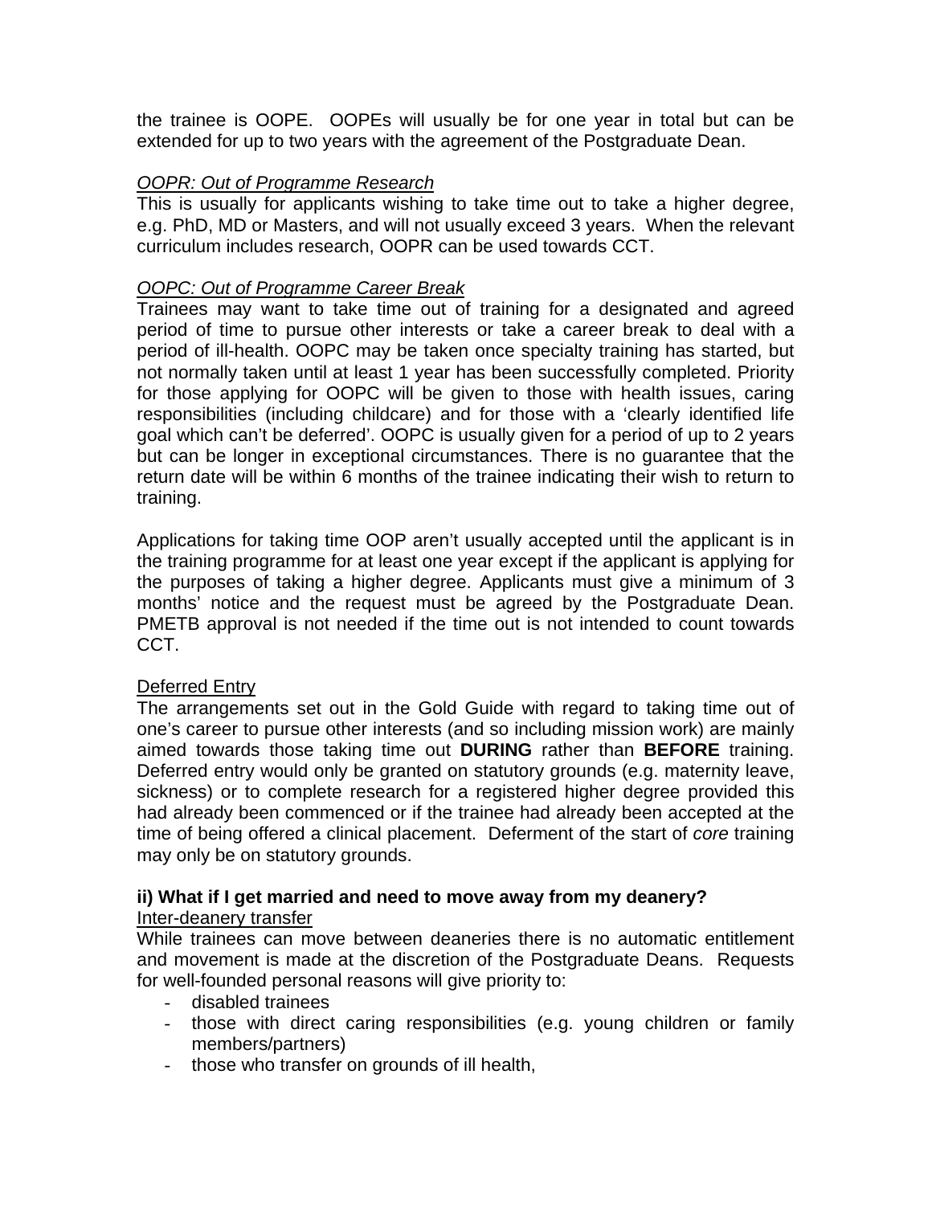the trainee is OOPE. OOPEs will usually be for one year in total but can be extended for up to two years with the agreement of the Postgraduate Dean.

*<u>OOPR: Out of Programme Research</u>*

This is usually for applicants wishing to take time out to take a higher degree, e.g. PhD, MD or Masters, and will not usually exceed 3 years. When the relevant curriculum includes research, OOPR can be used towards CCT.

*<u>OOPC: Out of Programme Career Break</u>*

Trainees may want to take time out of training for a designated and agreed period of time to pursue other interests or take a career break to deal with a period of ill-health. OOPC may be taken once specialty training has started, but not normally taken until at least 1 year has been successfully completed. Priority for those applying for OOPC will be given to those with health issues, caring responsibilities (including childcare) and for those with a 'clearly identified life goal which can't be deferred'. OOPC is usually given for a period of up to 2 years but can be longer in exceptional circumstances. There is no guarantee that the return date will be within 6 months of the trainee indicating their wish to return to training.

Applications for taking time OOP aren't usually accepted until the applicant is in the training programme for at least one year except if the applicant is applying for the purposes of taking a higher degree. Applicants must give a minimum of 3 months' notice and the request must be agreed by the Postgraduate Dean. PMETB approval is not needed if the time out is not intended to count towards CCT.

<u>Deferred Entry</u>

The arrangements set out in the Gold Guide with regard to taking time out of one's career to pursue other interests (and so including mission work) are mainly aimed towards those taking time out **DURING** rather than **BEFORE** training. Deferred entry would only be granted on statutory grounds (e.g. maternity leave, sickness) or to complete research for a registered higher degree provided this had already been commenced or if the trainee had already been accepted at the time of being offered a clinical placement. Deferment of the start of *core* training may only be on statutory grounds.

### ii) What if I get married and need to move away from my deanery?

<u>Inter-deanery transfer</u>

While trainees can move between deaneries there is no automatic entitlement and movement is made at the discretion of the Postgraduate Deans. Requests for well-founded personal reasons will give priority to:

- disabled trainees
- those with direct caring responsibilities (e.g. young children or family members/partners)
- those who transfer on grounds of ill health,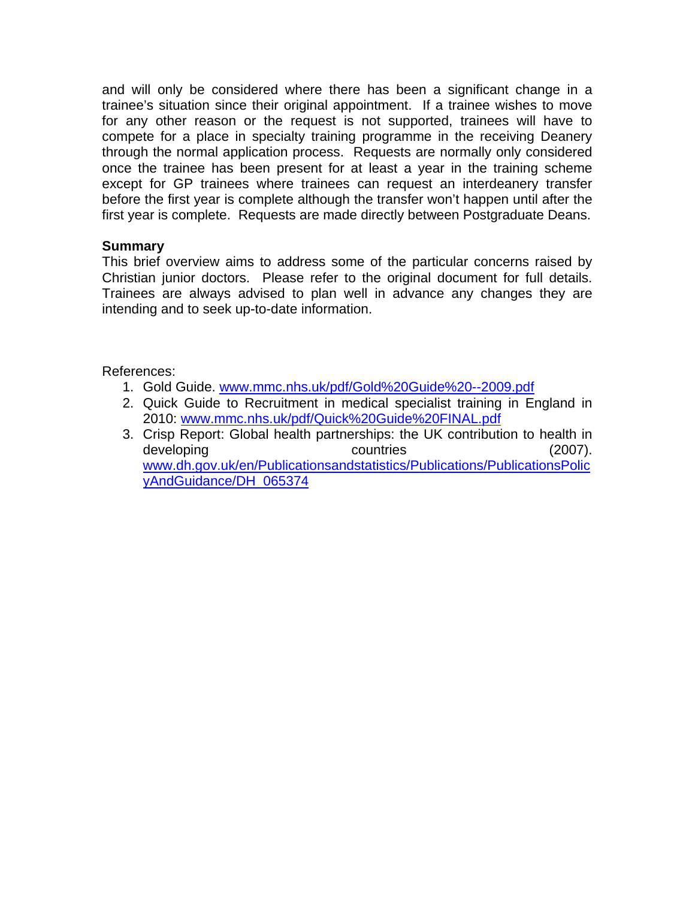and will only be considered where there has been a significant change in a trainee's situation since their original appointment. If a trainee wishes to move for any other reason or the request is not supported, trainees will have to compete for a place in specialty training programme in the receiving Deanery through the normal application process. Requests are normally only considered once the trainee has been present for at least a year in the training scheme except for GP trainees where trainees can request an interdeanery transfer before the first year is complete although the transfer won't happen until after the first year is complete. Requests are made directly between Postgraduate Deans.

**Summary**

This brief overview aims to address some of the particular concerns raised by Christian junior doctors. Please refer to the original document for full details. Trainees are always advised to plan well in advance any changes they are intending and to seek up-to-date information.

References:

1. Gold Guide. www.mmc.nhs.uk/pdf/Gold%20Guide%20--2009.pdf
2. Quick Guide to Recruitment in medical specialist training in England in 2010: www.mmc.nhs.uk/pdf/Quick%20Guide%20FINAL.pdf
3. Crisp Report: Global health partnerships: the UK contribution to health in developing countries (2007). www.dh.gov.uk/en/Publicationsandstatistics/Publications/PublicationsPolicyAndGuidance/DH_065374